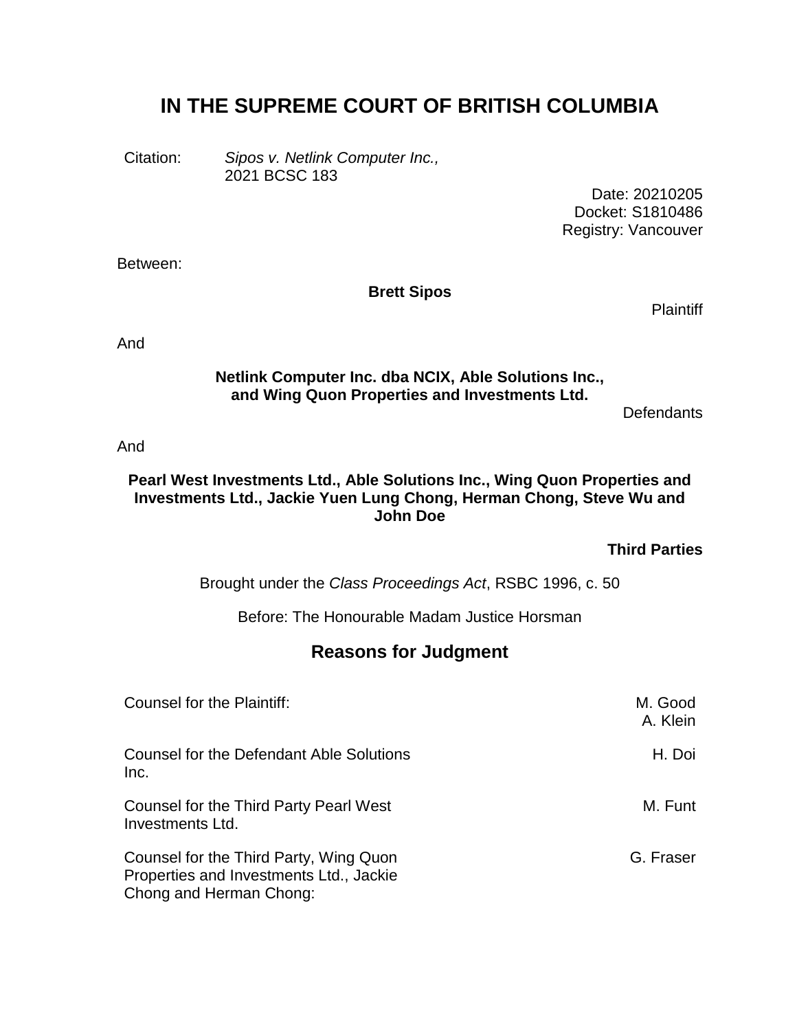# IN THE SUPREME COURT OF BRITISH COLUMBIA

Citation: *Sipos v. Netlink Computer Inc.,* 2021 BCSC 183

Date: 20210205
Docket: S1810486
Registry: Vancouver

Between:

**Brett Sipos**

Plaintiff

And

**Netlink Computer Inc. dba NCIX, Able Solutions Inc., and Wing Quon Properties and Investments Ltd.**

Defendants

And

**Pearl West Investments Ltd., Able Solutions Inc., Wing Quon Properties and Investments Ltd., Jackie Yuen Lung Chong, Herman Chong, Steve Wu and John Doe**

**Third Parties**

Brought under the *Class Proceedings Act*, RSBC 1996, c. 50

Before: The Honourable Madam Justice Horsman

## Reasons for Judgment

| | |
|---|---|
| Counsel for the Plaintiff: | M. Good<br>A. Klein |
| Counsel for the Defendant Able Solutions Inc. | H. Doi |
| Counsel for the Third Party Pearl West Investments Ltd. | M. Funt |
| Counsel for the Third Party, Wing Quon Properties and Investments Ltd., Jackie Chong and Herman Chong: | G. Fraser |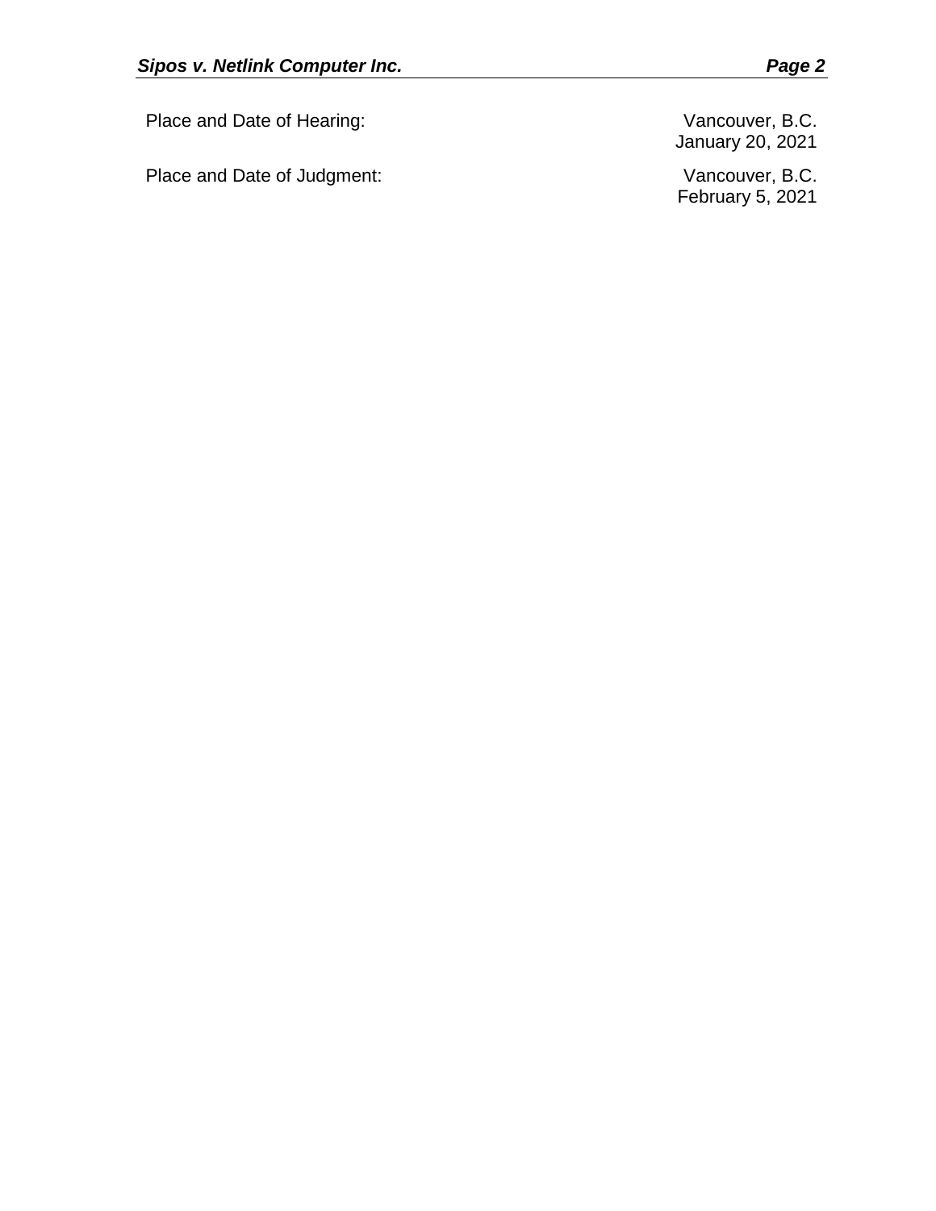| | |
|---|---|
| Place and Date of Hearing: | Vancouver, B.C.<br>January 20, 2021 |
| Place and Date of Judgment: | Vancouver, B.C.<br>February 5, 2021 |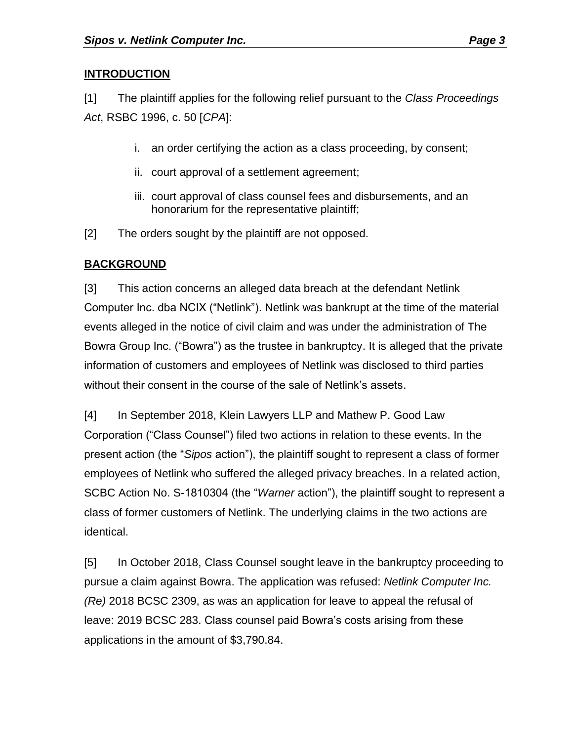## INTRODUCTION

[1] The plaintiff applies for the following relief pursuant to the *Class Proceedings Act*, RSBC 1996, c. 50 [*CPA*]:

> i. an order certifying the action as a class proceeding, by consent;
>
> ii. court approval of a settlement agreement;
>
> iii. court approval of class counsel fees and disbursements, and an honorarium for the representative plaintiff;

[2] The orders sought by the plaintiff are not opposed.

## BACKGROUND

[3] This action concerns an alleged data breach at the defendant Netlink Computer Inc. dba NCIX ("Netlink"). Netlink was bankrupt at the time of the material events alleged in the notice of civil claim and was under the administration of The Bowra Group Inc. ("Bowra") as the trustee in bankruptcy. It is alleged that the private information of customers and employees of Netlink was disclosed to third parties without their consent in the course of the sale of Netlink's assets.

[4] In September 2018, Klein Lawyers LLP and Mathew P. Good Law Corporation ("Class Counsel") filed two actions in relation to these events. In the present action (the "*Sipos* action"), the plaintiff sought to represent a class of former employees of Netlink who suffered the alleged privacy breaches. In a related action, SCBC Action No. S-1810304 (the "*Warner* action"), the plaintiff sought to represent a class of former customers of Netlink. The underlying claims in the two actions are identical.

[5] In October 2018, Class Counsel sought leave in the bankruptcy proceeding to pursue a claim against Bowra. The application was refused: *Netlink Computer Inc. (Re)* 2018 BCSC 2309, as was an application for leave to appeal the refusal of leave: 2019 BCSC 283. Class counsel paid Bowra's costs arising from these applications in the amount of $3,790.84.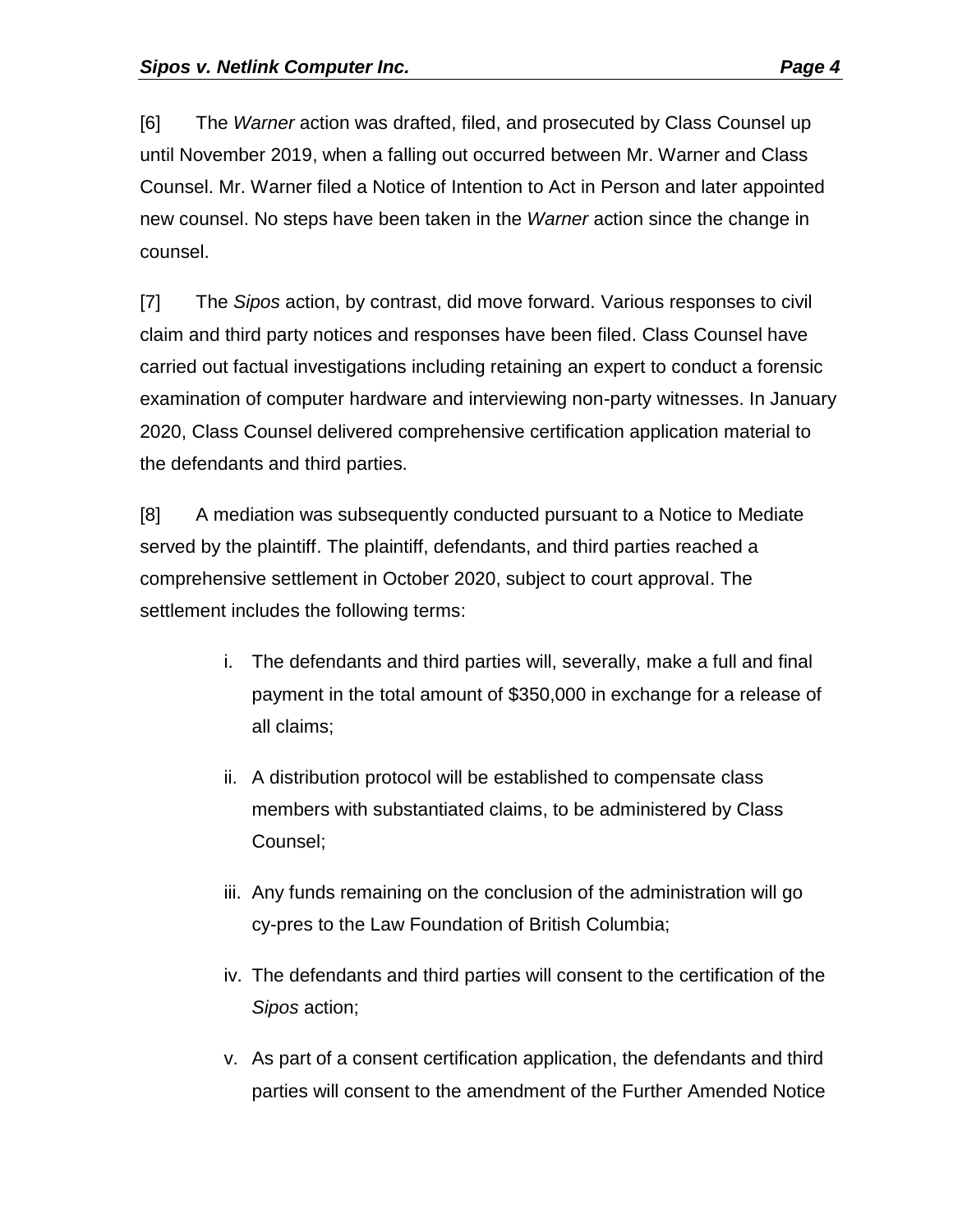[6] The *Warner* action was drafted, filed, and prosecuted by Class Counsel up until November 2019, when a falling out occurred between Mr. Warner and Class Counsel. Mr. Warner filed a Notice of Intention to Act in Person and later appointed new counsel. No steps have been taken in the *Warner* action since the change in counsel.

[7] The *Sipos* action, by contrast, did move forward. Various responses to civil claim and third party notices and responses have been filed. Class Counsel have carried out factual investigations including retaining an expert to conduct a forensic examination of computer hardware and interviewing non-party witnesses. In January 2020, Class Counsel delivered comprehensive certification application material to the defendants and third parties.

[8] A mediation was subsequently conducted pursuant to a Notice to Mediate served by the plaintiff. The plaintiff, defendants, and third parties reached a comprehensive settlement in October 2020, subject to court approval. The settlement includes the following terms:

i. The defendants and third parties will, severally, make a full and final payment in the total amount of $350,000 in exchange for a release of all claims;

ii. A distribution protocol will be established to compensate class members with substantiated claims, to be administered by Class Counsel;

iii. Any funds remaining on the conclusion of the administration will go cy-pres to the Law Foundation of British Columbia;

iv. The defendants and third parties will consent to the certification of the *Sipos* action;

v. As part of a consent certification application, the defendants and third parties will consent to the amendment of the Further Amended Notice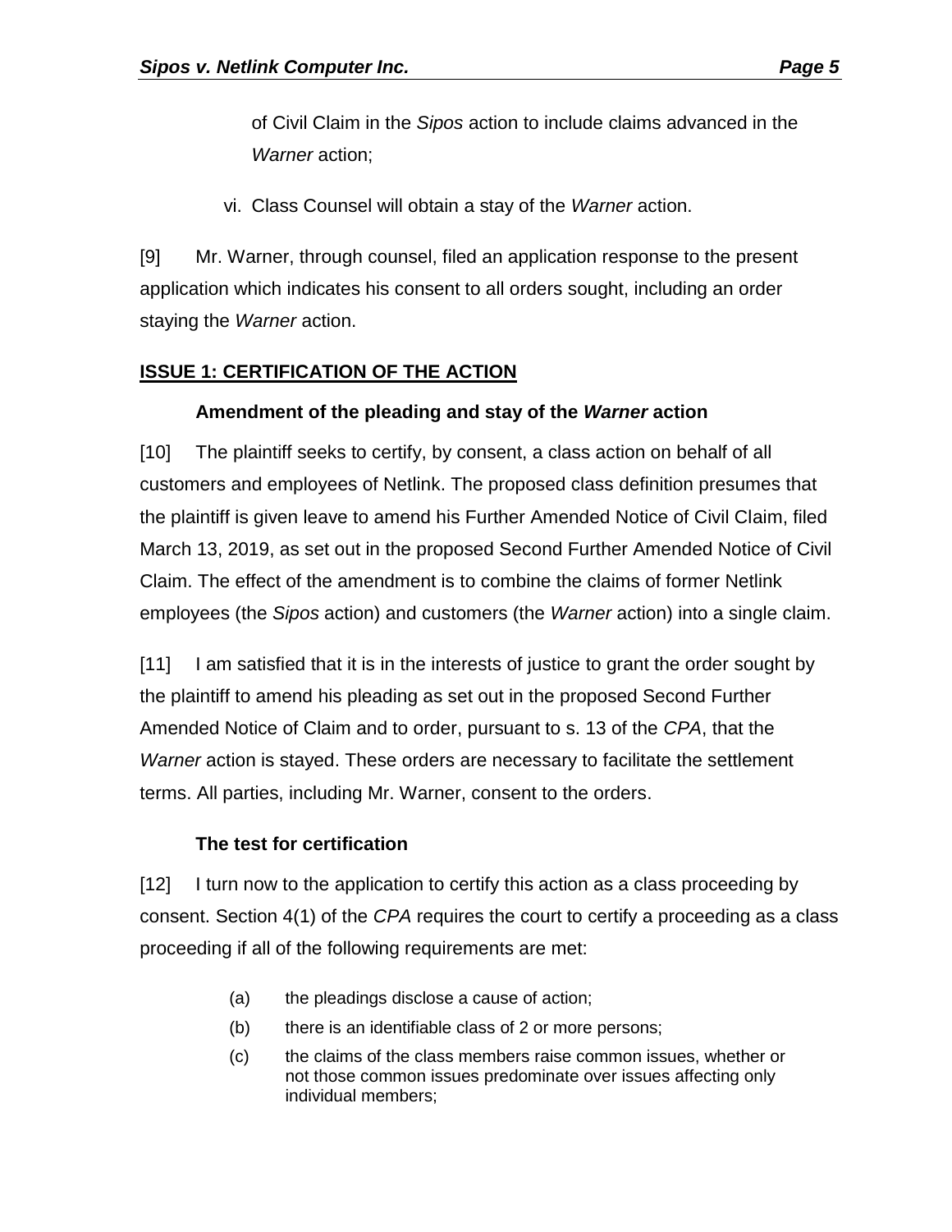of Civil Claim in the *Sipos* action to include claims advanced in the *Warner* action;

vi. Class Counsel will obtain a stay of the *Warner* action.

[9] Mr. Warner, through counsel, filed an application response to the present application which indicates his consent to all orders sought, including an order staying the *Warner* action.

## ISSUE 1: CERTIFICATION OF THE ACTION

### Amendment of the pleading and stay of the *Warner* action

[10] The plaintiff seeks to certify, by consent, a class action on behalf of all customers and employees of Netlink. The proposed class definition presumes that the plaintiff is given leave to amend his Further Amended Notice of Civil Claim, filed March 13, 2019, as set out in the proposed Second Further Amended Notice of Civil Claim. The effect of the amendment is to combine the claims of former Netlink employees (the *Sipos* action) and customers (the *Warner* action) into a single claim.

[11] I am satisfied that it is in the interests of justice to grant the order sought by the plaintiff to amend his pleading as set out in the proposed Second Further Amended Notice of Claim and to order, pursuant to s. 13 of the *CPA*, that the *Warner* action is stayed. These orders are necessary to facilitate the settlement terms. All parties, including Mr. Warner, consent to the orders.

### The test for certification

[12] I turn now to the application to certify this action as a class proceeding by consent. Section 4(1) of the *CPA* requires the court to certify a proceeding as a class proceeding if all of the following requirements are met:

> (a) the pleadings disclose a cause of action;
>
> (b) there is an identifiable class of 2 or more persons;
>
> (c) the claims of the class members raise common issues, whether or not those common issues predominate over issues affecting only individual members;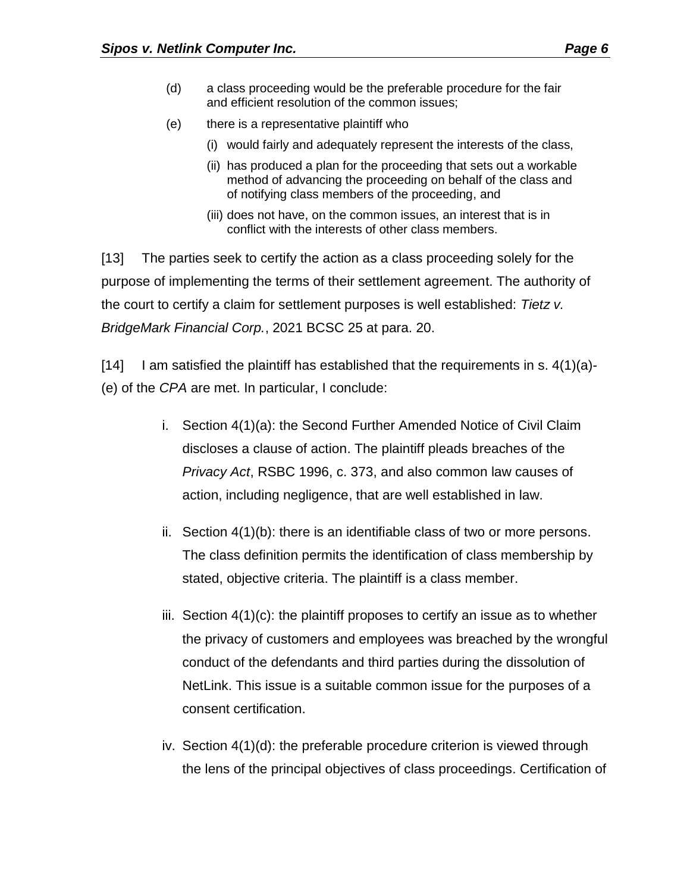(d) a class proceeding would be the preferable procedure for the fair and efficient resolution of the common issues;

(e) there is a representative plaintiff who

(i) would fairly and adequately represent the interests of the class,

(ii) has produced a plan for the proceeding that sets out a workable method of advancing the proceeding on behalf of the class and of notifying class members of the proceeding, and

(iii) does not have, on the common issues, an interest that is in conflict with the interests of other class members.

[13] The parties seek to certify the action as a class proceeding solely for the purpose of implementing the terms of their settlement agreement. The authority of the court to certify a claim for settlement purposes is well established: *Tietz v. BridgeMark Financial Corp.*, 2021 BCSC 25 at para. 20.

[14] I am satisfied the plaintiff has established that the requirements in s. 4(1)(a)-(e) of the *CPA* are met. In particular, I conclude:

i. Section 4(1)(a): the Second Further Amended Notice of Civil Claim discloses a clause of action. The plaintiff pleads breaches of the *Privacy Act*, RSBC 1996, c. 373, and also common law causes of action, including negligence, that are well established in law.

ii. Section 4(1)(b): there is an identifiable class of two or more persons. The class definition permits the identification of class membership by stated, objective criteria. The plaintiff is a class member.

iii. Section 4(1)(c): the plaintiff proposes to certify an issue as to whether the privacy of customers and employees was breached by the wrongful conduct of the defendants and third parties during the dissolution of NetLink. This issue is a suitable common issue for the purposes of a consent certification.

iv. Section 4(1)(d): the preferable procedure criterion is viewed through the lens of the principal objectives of class proceedings. Certification of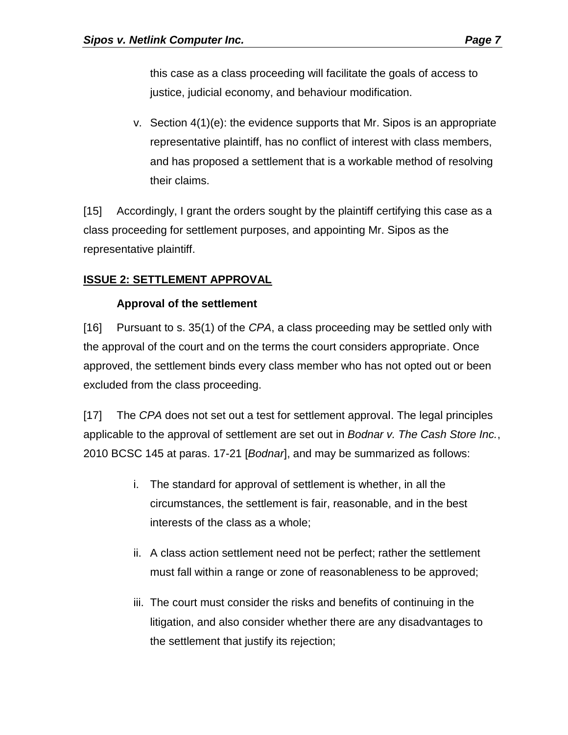this case as a class proceeding will facilitate the goals of access to justice, judicial economy, and behaviour modification.

v. Section 4(1)(e): the evidence supports that Mr. Sipos is an appropriate representative plaintiff, has no conflict of interest with class members, and has proposed a settlement that is a workable method of resolving their claims.

[15] Accordingly, I grant the orders sought by the plaintiff certifying this case as a class proceeding for settlement purposes, and appointing Mr. Sipos as the representative plaintiff.

## ISSUE 2: SETTLEMENT APPROVAL

### Approval of the settlement

[16] Pursuant to s. 35(1) of the *CPA*, a class proceeding may be settled only with the approval of the court and on the terms the court considers appropriate. Once approved, the settlement binds every class member who has not opted out or been excluded from the class proceeding.

[17] The *CPA* does not set out a test for settlement approval. The legal principles applicable to the approval of settlement are set out in *Bodnar v. The Cash Store Inc.*, 2010 BCSC 145 at paras. 17-21 [*Bodnar*], and may be summarized as follows:

i. The standard for approval of settlement is whether, in all the circumstances, the settlement is fair, reasonable, and in the best interests of the class as a whole;

ii. A class action settlement need not be perfect; rather the settlement must fall within a range or zone of reasonableness to be approved;

iii. The court must consider the risks and benefits of continuing in the litigation, and also consider whether there are any disadvantages to the settlement that justify its rejection;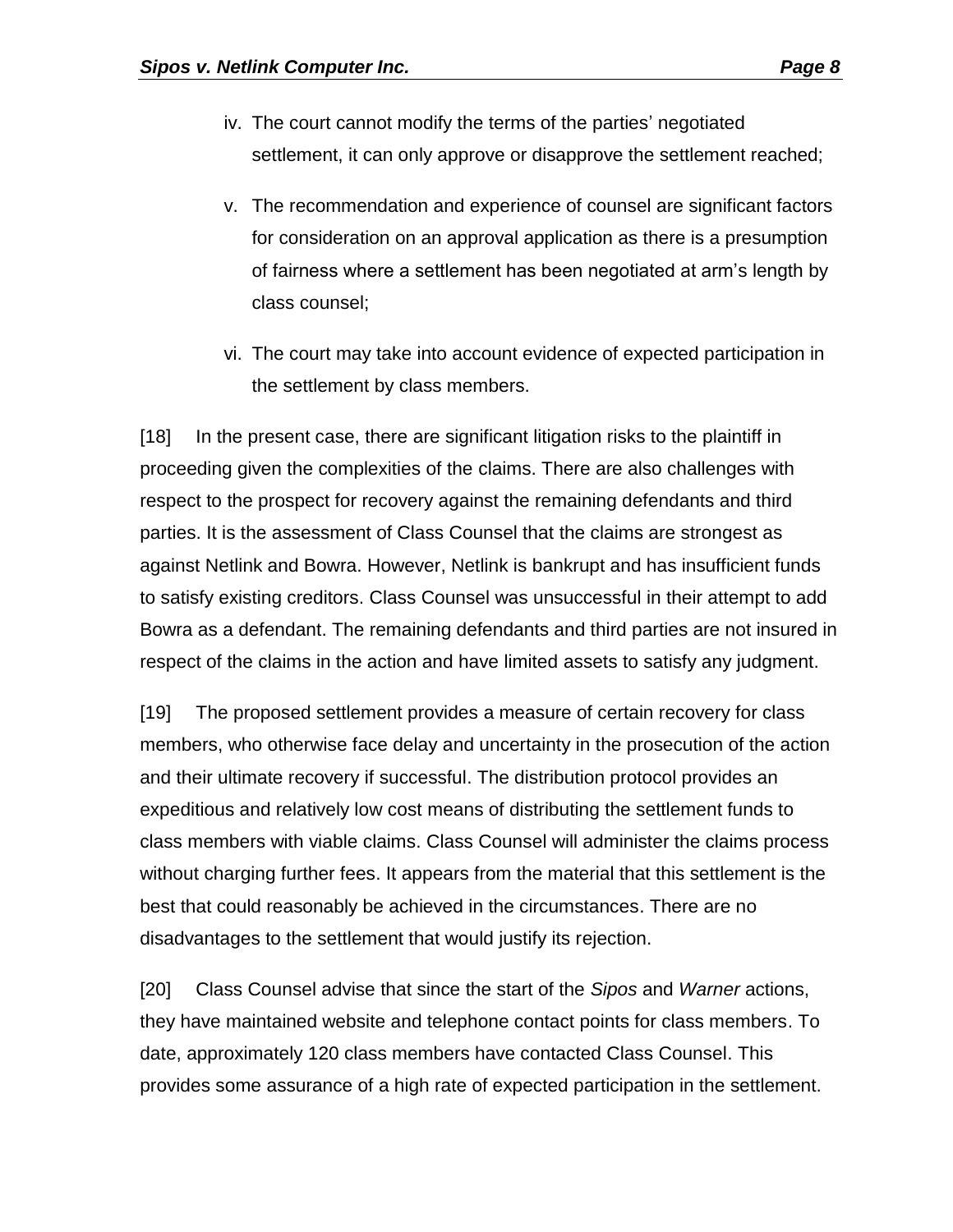iv. The court cannot modify the terms of the parties' negotiated settlement, it can only approve or disapprove the settlement reached;

v. The recommendation and experience of counsel are significant factors for consideration on an approval application as there is a presumption of fairness where a settlement has been negotiated at arm's length by class counsel;

vi. The court may take into account evidence of expected participation in the settlement by class members.

[18] In the present case, there are significant litigation risks to the plaintiff in proceeding given the complexities of the claims. There are also challenges with respect to the prospect for recovery against the remaining defendants and third parties. It is the assessment of Class Counsel that the claims are strongest as against Netlink and Bowra. However, Netlink is bankrupt and has insufficient funds to satisfy existing creditors. Class Counsel was unsuccessful in their attempt to add Bowra as a defendant. The remaining defendants and third parties are not insured in respect of the claims in the action and have limited assets to satisfy any judgment.

[19] The proposed settlement provides a measure of certain recovery for class members, who otherwise face delay and uncertainty in the prosecution of the action and their ultimate recovery if successful. The distribution protocol provides an expeditious and relatively low cost means of distributing the settlement funds to class members with viable claims. Class Counsel will administer the claims process without charging further fees. It appears from the material that this settlement is the best that could reasonably be achieved in the circumstances. There are no disadvantages to the settlement that would justify its rejection.

[20] Class Counsel advise that since the start of the *Sipos* and *Warner* actions, they have maintained website and telephone contact points for class members. To date, approximately 120 class members have contacted Class Counsel. This provides some assurance of a high rate of expected participation in the settlement.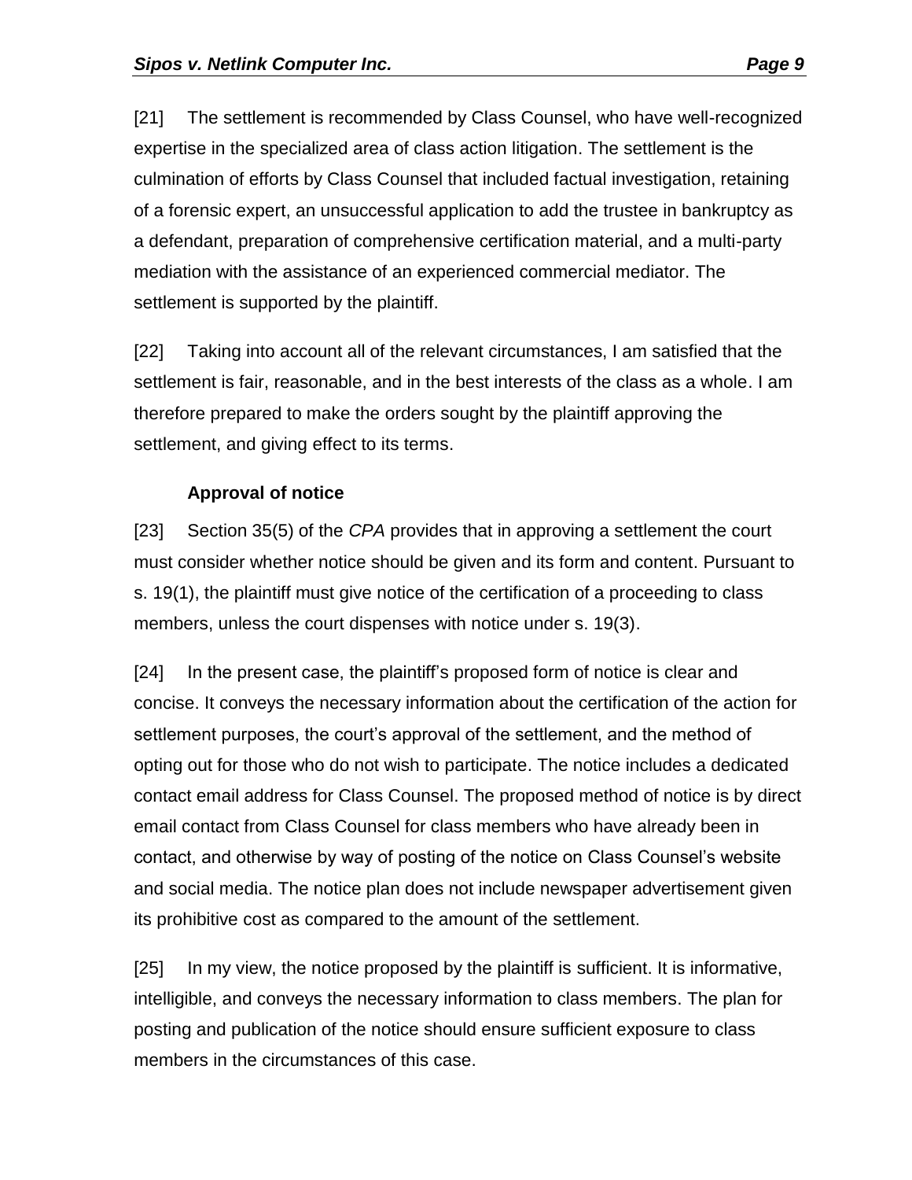[21] The settlement is recommended by Class Counsel, who have well-recognized expertise in the specialized area of class action litigation. The settlement is the culmination of efforts by Class Counsel that included factual investigation, retaining of a forensic expert, an unsuccessful application to add the trustee in bankruptcy as a defendant, preparation of comprehensive certification material, and a multi-party mediation with the assistance of an experienced commercial mediator. The settlement is supported by the plaintiff.

[22] Taking into account all of the relevant circumstances, I am satisfied that the settlement is fair, reasonable, and in the best interests of the class as a whole. I am therefore prepared to make the orders sought by the plaintiff approving the settlement, and giving effect to its terms.

**Approval of notice**

[23] Section 35(5) of the *CPA* provides that in approving a settlement the court must consider whether notice should be given and its form and content. Pursuant to s. 19(1), the plaintiff must give notice of the certification of a proceeding to class members, unless the court dispenses with notice under s. 19(3).

[24] In the present case, the plaintiff's proposed form of notice is clear and concise. It conveys the necessary information about the certification of the action for settlement purposes, the court's approval of the settlement, and the method of opting out for those who do not wish to participate. The notice includes a dedicated contact email address for Class Counsel. The proposed method of notice is by direct email contact from Class Counsel for class members who have already been in contact, and otherwise by way of posting of the notice on Class Counsel's website and social media. The notice plan does not include newspaper advertisement given its prohibitive cost as compared to the amount of the settlement.

[25] In my view, the notice proposed by the plaintiff is sufficient. It is informative, intelligible, and conveys the necessary information to class members. The plan for posting and publication of the notice should ensure sufficient exposure to class members in the circumstances of this case.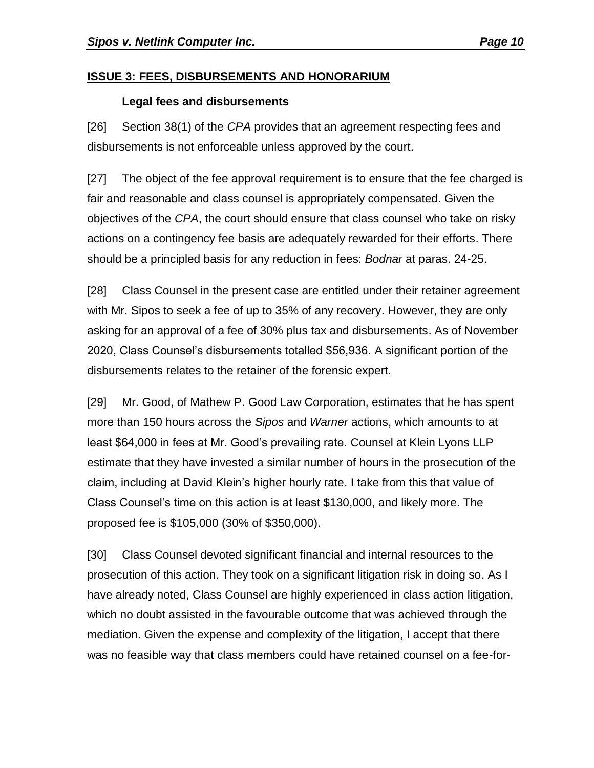## ISSUE 3: FEES, DISBURSEMENTS AND HONORARIUM

### Legal fees and disbursements

[26] Section 38(1) of the *CPA* provides that an agreement respecting fees and disbursements is not enforceable unless approved by the court.

[27] The object of the fee approval requirement is to ensure that the fee charged is fair and reasonable and class counsel is appropriately compensated. Given the objectives of the *CPA*, the court should ensure that class counsel who take on risky actions on a contingency fee basis are adequately rewarded for their efforts. There should be a principled basis for any reduction in fees: *Bodnar* at paras. 24-25.

[28] Class Counsel in the present case are entitled under their retainer agreement with Mr. Sipos to seek a fee of up to 35% of any recovery. However, they are only asking for an approval of a fee of 30% plus tax and disbursements. As of November 2020, Class Counsel's disbursements totalled $56,936. A significant portion of the disbursements relates to the retainer of the forensic expert.

[29] Mr. Good, of Mathew P. Good Law Corporation, estimates that he has spent more than 150 hours across the *Sipos* and *Warner* actions, which amounts to at least $64,000 in fees at Mr. Good's prevailing rate. Counsel at Klein Lyons LLP estimate that they have invested a similar number of hours in the prosecution of the claim, including at David Klein's higher hourly rate. I take from this that value of Class Counsel's time on this action is at least $130,000, and likely more. The proposed fee is $105,000 (30% of $350,000).

[30] Class Counsel devoted significant financial and internal resources to the prosecution of this action. They took on a significant litigation risk in doing so. As I have already noted, Class Counsel are highly experienced in class action litigation, which no doubt assisted in the favourable outcome that was achieved through the mediation. Given the expense and complexity of the litigation, I accept that there was no feasible way that class members could have retained counsel on a fee-for-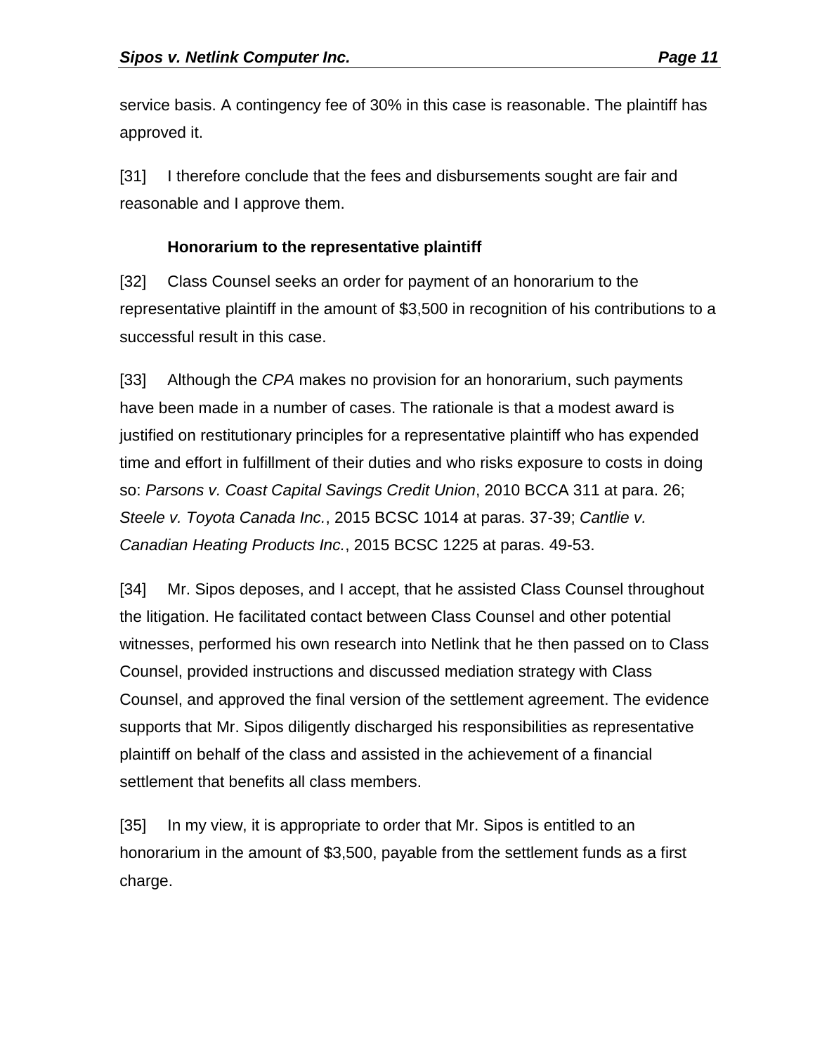service basis. A contingency fee of 30% in this case is reasonable. The plaintiff has approved it.

[31] I therefore conclude that the fees and disbursements sought are fair and reasonable and I approve them.

### Honorarium to the representative plaintiff

[32] Class Counsel seeks an order for payment of an honorarium to the representative plaintiff in the amount of $3,500 in recognition of his contributions to a successful result in this case.

[33] Although the *CPA* makes no provision for an honorarium, such payments have been made in a number of cases. The rationale is that a modest award is justified on restitutionary principles for a representative plaintiff who has expended time and effort in fulfillment of their duties and who risks exposure to costs in doing so: *Parsons v. Coast Capital Savings Credit Union*, 2010 BCCA 311 at para. 26; *Steele v. Toyota Canada Inc.*, 2015 BCSC 1014 at paras. 37-39; *Cantlie v. Canadian Heating Products Inc.*, 2015 BCSC 1225 at paras. 49-53.

[34] Mr. Sipos deposes, and I accept, that he assisted Class Counsel throughout the litigation. He facilitated contact between Class Counsel and other potential witnesses, performed his own research into Netlink that he then passed on to Class Counsel, provided instructions and discussed mediation strategy with Class Counsel, and approved the final version of the settlement agreement. The evidence supports that Mr. Sipos diligently discharged his responsibilities as representative plaintiff on behalf of the class and assisted in the achievement of a financial settlement that benefits all class members.

[35] In my view, it is appropriate to order that Mr. Sipos is entitled to an honorarium in the amount of $3,500, payable from the settlement funds as a first charge.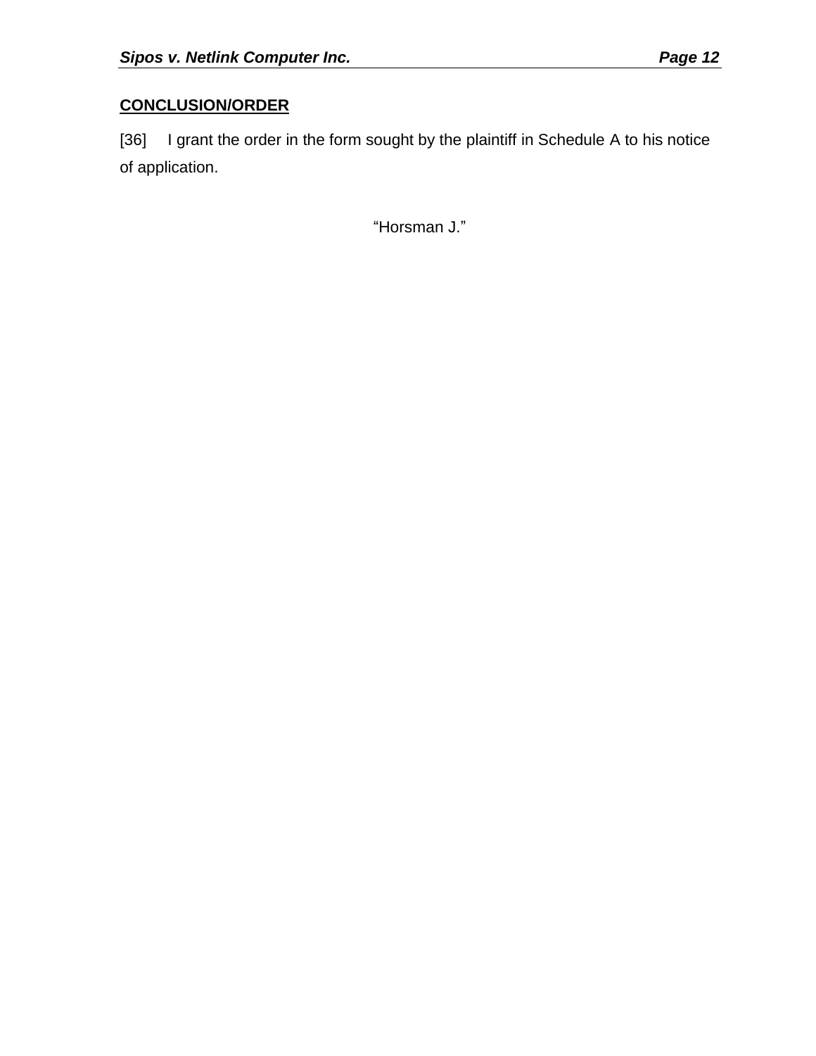**CONCLUSION/ORDER**

[36] I grant the order in the form sought by the plaintiff in Schedule A to his notice of application.

“Horsman J.”